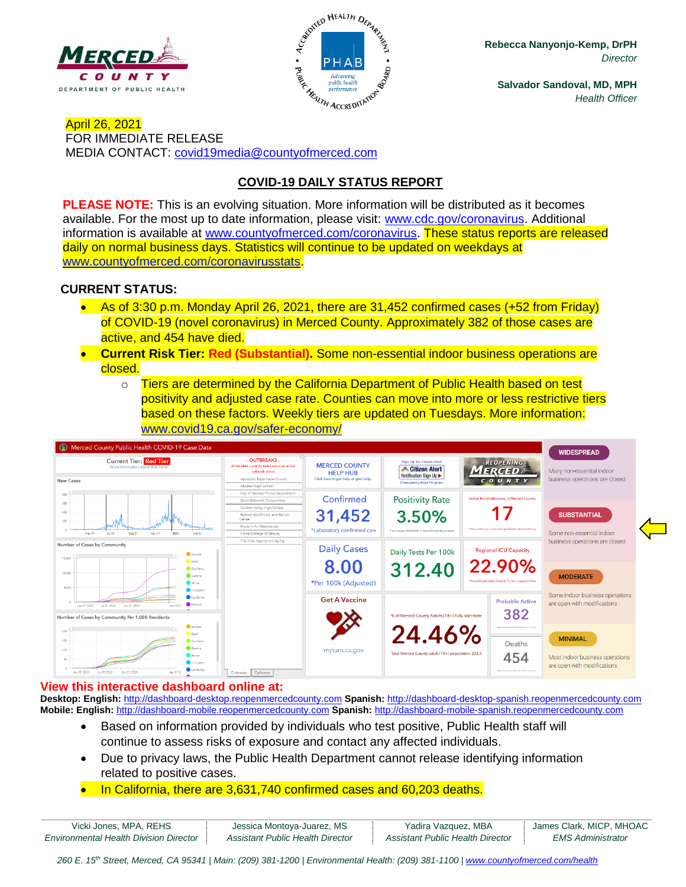**Rebecca Nanyonjo-Kemp, DrPH**
*Director*

**Salvador Sandoval, MD, MPH**
*Health Officer*

April 26, 2021
FOR IMMEDIATE RELEASE
MEDIA CONTACT: covid19media@countyofmerced.com

## COVID-19 DAILY STATUS REPORT

**PLEASE NOTE:** This is an evolving situation. More information will be distributed as it becomes available. For the most up to date information, please visit: www.cdc.gov/coronavirus. Additional information is available at www.countyofmerced.com/coronavirus. These status reports are released daily on normal business days. Statistics will continue to be updated on weekdays at www.countyofmerced.com/coronavirusstats.

**CURRENT STATUS:**

- As of 3:30 p.m. Monday April 26, 2021, there are 31,452 confirmed cases (+52 from Friday) of COVID-19 (novel coronavirus) in Merced County. Approximately 382 of those cases are active, and 454 have died.
- **Current Risk Tier: Red (Substantial).** Some non-essential indoor business operations are closed.
  - Tiers are determined by the California Department of Public Health based on test positivity and adjusted case rate. Counties can move into more or less restrictive tiers based on these factors. Weekly tiers are updated on Tuesdays. More information: www.covid19.ca.gov/safer-economy/

**View this interactive dashboard online at:**
**Desktop: English:** http://dashboard-desktop.reopenmercedcounty.com **Spanish:** http://dashboard-desktop-spanish.reopenmercedcounty.com
**Mobile: English:** http://dashboard-mobile.reopenmercedcounty.com **Spanish:** http://dashboard-mobile-spanish.reopenmercedcounty.com

- Based on information provided by individuals who test positive, Public Health staff will continue to assess risks of exposure and contact any affected individuals.
- Due to privacy laws, the Public Health Department cannot release identifying information related to positive cases.
- In California, there are 3,631,740 confirmed cases and 60,203 deaths.

| Vicki Jones, MPA, REHS | Jessica Montoya-Juarez, MS | Yadira Vazquez, MBA | James Clark, MICP, MHOAC |
|---|---|---|---|
| *Environmental Health Division Director* | *Assistant Public Health Director* | *Assistant Public Health Director* | *EMS Administrator* |

*260 E. 15th Street, Merced, CA 95341 | Main: (209) 381-1200 | Environmental Health: (209) 381-1100 | www.countyofmerced.com/health*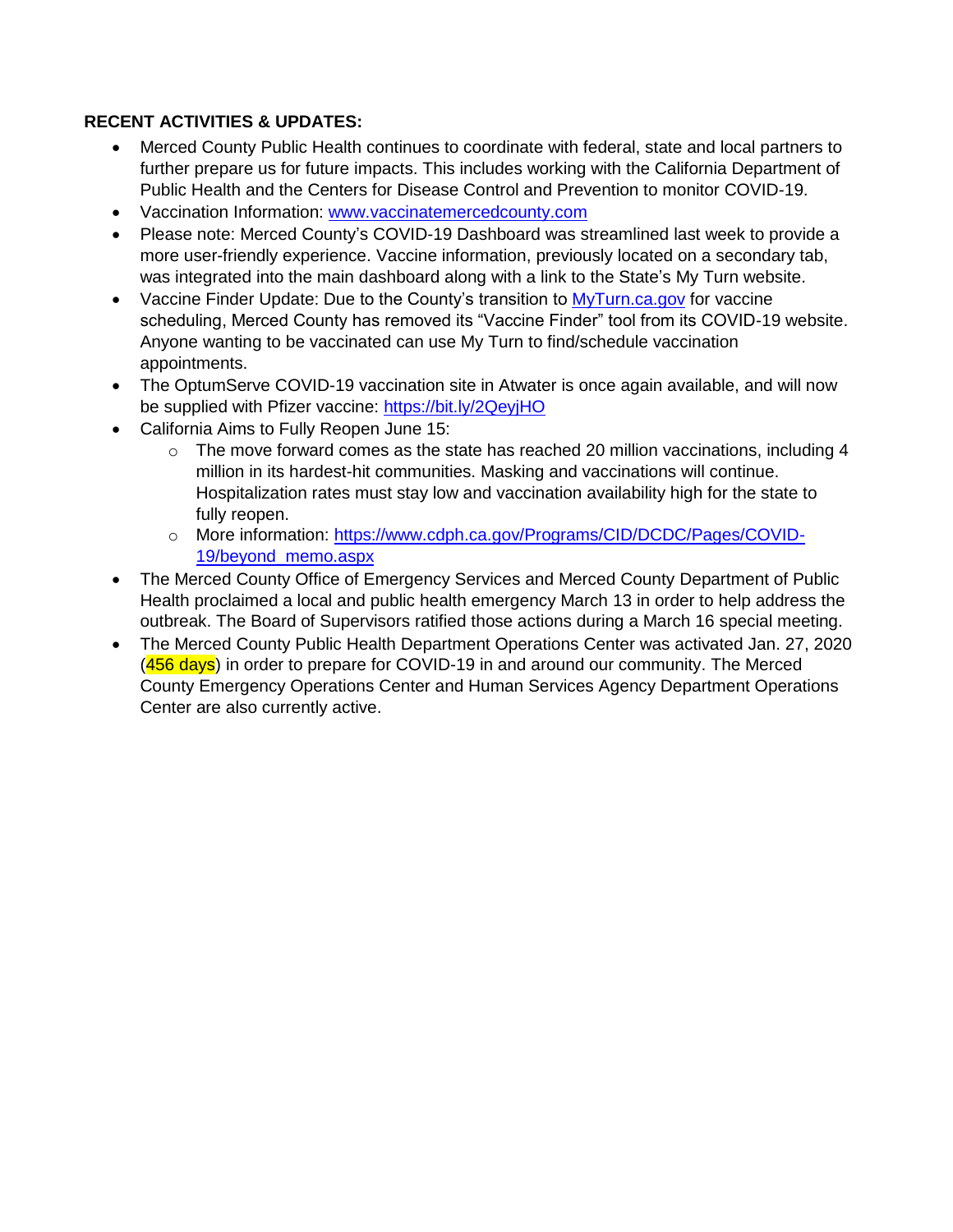**RECENT ACTIVITIES & UPDATES:**

- Merced County Public Health continues to coordinate with federal, state and local partners to further prepare us for future impacts. This includes working with the California Department of Public Health and the Centers for Disease Control and Prevention to monitor COVID-19.
- Vaccination Information: [www.vaccinatemercedcounty.com](www.vaccinatemercedcounty.com)
- Please note: Merced County's COVID-19 Dashboard was streamlined last week to provide a more user-friendly experience. Vaccine information, previously located on a secondary tab, was integrated into the main dashboard along with a link to the State's My Turn website.
- Vaccine Finder Update: Due to the County's transition to [MyTurn.ca.gov](MyTurn.ca.gov) for vaccine scheduling, Merced County has removed its "Vaccine Finder" tool from its COVID-19 website. Anyone wanting to be vaccinated can use My Turn to find/schedule vaccination appointments.
- The OptumServe COVID-19 vaccination site in Atwater is once again available, and will now be supplied with Pfizer vaccine: [https://bit.ly/2QeyjHO](https://bit.ly/2QeyjHO)
- California Aims to Fully Reopen June 15:
    - The move forward comes as the state has reached 20 million vaccinations, including 4 million in its hardest-hit communities. Masking and vaccinations will continue. Hospitalization rates must stay low and vaccination availability high for the state to fully reopen.
    - More information: [https://www.cdph.ca.gov/Programs/CID/DCDC/Pages/COVID-19/beyond_memo.aspx](https://www.cdph.ca.gov/Programs/CID/DCDC/Pages/COVID-19/beyond_memo.aspx)
- The Merced County Office of Emergency Services and Merced County Department of Public Health proclaimed a local and public health emergency March 13 in order to help address the outbreak. The Board of Supervisors ratified those actions during a March 16 special meeting.
- The Merced County Public Health Department Operations Center was activated Jan. 27, 2020 (456 days) in order to prepare for COVID-19 in and around our community. The Merced County Emergency Operations Center and Human Services Agency Department Operations Center are also currently active.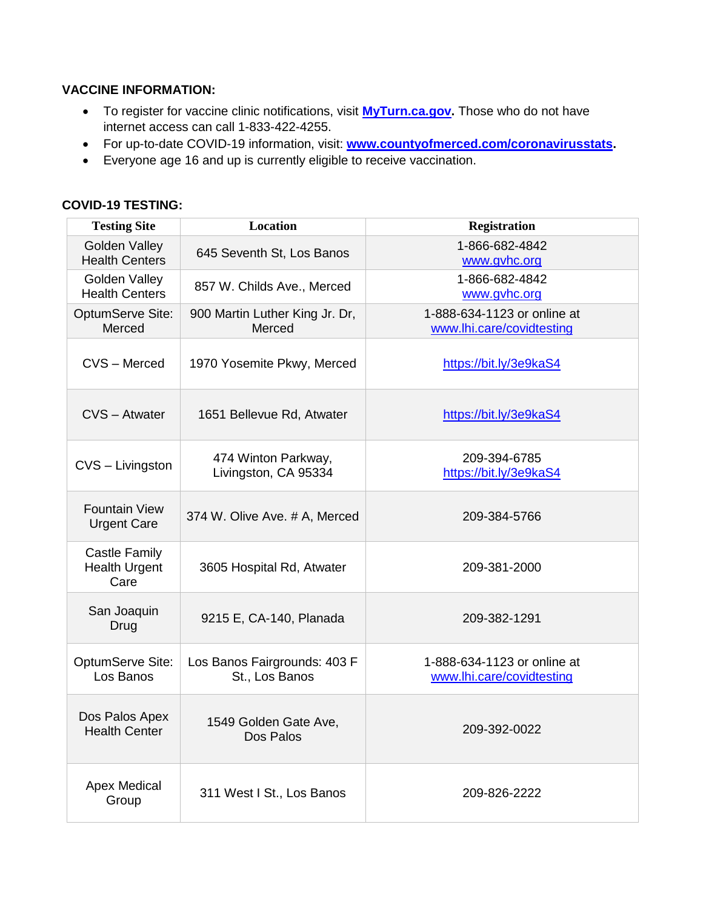**VACCINE INFORMATION:**

- To register for vaccine clinic notifications, visit **MyTurn.ca.gov.** Those who do not have internet access can call 1-833-422-4255.
- For up-to-date COVID-19 information, visit: **www.countyofmerced.com/coronavirusstats.**
- Everyone age 16 and up is currently eligible to receive vaccination.

**COVID-19 TESTING:**

| Testing Site | Location | Registration |
|---|---|---|
| Golden Valley Health Centers | 645 Seventh St, Los Banos | 1-866-682-4842 www.gvhc.org |
| Golden Valley Health Centers | 857 W. Childs Ave., Merced | 1-866-682-4842 www.gvhc.org |
| OptumServe Site: Merced | 900 Martin Luther King Jr. Dr, Merced | 1-888-634-1123 or online at www.lhi.care/covidtesting |
| CVS – Merced | 1970 Yosemite Pkwy, Merced | https://bit.ly/3e9kaS4 |
| CVS – Atwater | 1651 Bellevue Rd, Atwater | https://bit.ly/3e9kaS4 |
| CVS – Livingston | 474 Winton Parkway, Livingston, CA 95334 | 209-394-6785 https://bit.ly/3e9kaS4 |
| Fountain View Urgent Care | 374 W. Olive Ave. # A, Merced | 209-384-5766 |
| Castle Family Health Urgent Care | 3605 Hospital Rd, Atwater | 209-381-2000 |
| San Joaquin Drug | 9215 E, CA-140, Planada | 209-382-1291 |
| OptumServe Site: Los Banos | Los Banos Fairgrounds: 403 F St., Los Banos | 1-888-634-1123 or online at www.lhi.care/covidtesting |
| Dos Palos Apex Health Center | 1549 Golden Gate Ave, Dos Palos | 209-392-0022 |
| Apex Medical Group | 311 West I St., Los Banos | 209-826-2222 |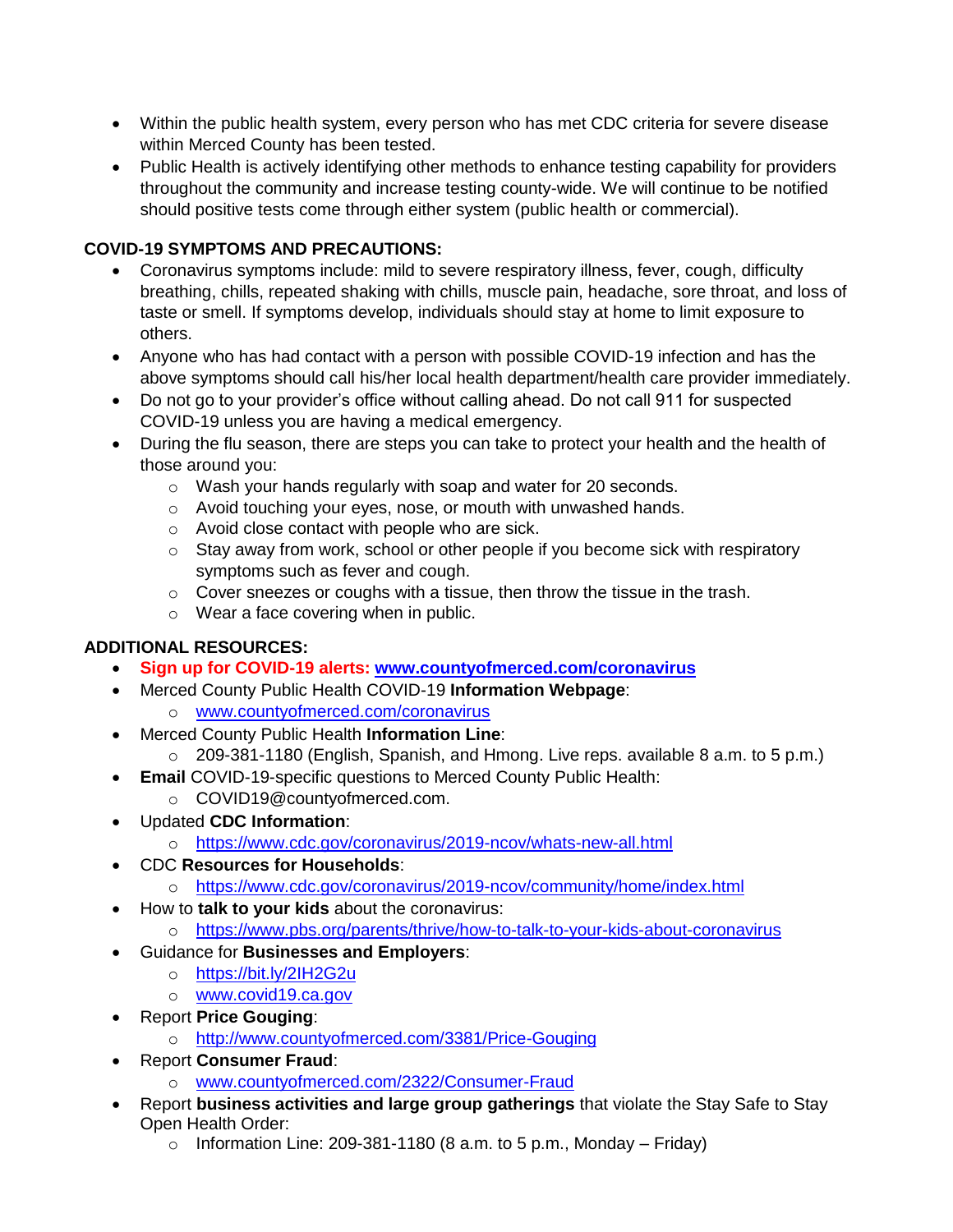- Within the public health system, every person who has met CDC criteria for severe disease within Merced County has been tested.
- Public Health is actively identifying other methods to enhance testing capability for providers throughout the community and increase testing county-wide. We will continue to be notified should positive tests come through either system (public health or commercial).

**COVID-19 SYMPTOMS AND PRECAUTIONS:**

- Coronavirus symptoms include: mild to severe respiratory illness, fever, cough, difficulty breathing, chills, repeated shaking with chills, muscle pain, headache, sore throat, and loss of taste or smell. If symptoms develop, individuals should stay at home to limit exposure to others.
- Anyone who has had contact with a person with possible COVID-19 infection and has the above symptoms should call his/her local health department/health care provider immediately.
- Do not go to your provider's office without calling ahead. Do not call 911 for suspected COVID-19 unless you are having a medical emergency.
- During the flu season, there are steps you can take to protect your health and the health of those around you:
  - Wash your hands regularly with soap and water for 20 seconds.
  - Avoid touching your eyes, nose, or mouth with unwashed hands.
  - Avoid close contact with people who are sick.
  - Stay away from work, school or other people if you become sick with respiratory symptoms such as fever and cough.
  - Cover sneezes or coughs with a tissue, then throw the tissue in the trash.
  - Wear a face covering when in public.

**ADDITIONAL RESOURCES:**

- **Sign up for COVID-19 alerts: www.countyofmerced.com/coronavirus**
- Merced County Public Health COVID-19 **Information Webpage**:
  - www.countyofmerced.com/coronavirus
- Merced County Public Health **Information Line**:
  - 209-381-1180 (English, Spanish, and Hmong. Live reps. available 8 a.m. to 5 p.m.)
- **Email** COVID-19-specific questions to Merced County Public Health:
  - COVID19@countyofmerced.com.
- Updated **CDC Information**:
  - https://www.cdc.gov/coronavirus/2019-ncov/whats-new-all.html
- CDC **Resources for Households**:
  - https://www.cdc.gov/coronavirus/2019-ncov/community/home/index.html
- How to **talk to your kids** about the coronavirus:
  - https://www.pbs.org/parents/thrive/how-to-talk-to-your-kids-about-coronavirus
- Guidance for **Businesses and Employers**:
  - https://bit.ly/2IH2G2u
  - www.covid19.ca.gov
- Report **Price Gouging**:
  - http://www.countyofmerced.com/3381/Price-Gouging
- Report **Consumer Fraud**:
  - www.countyofmerced.com/2322/Consumer-Fraud
- Report **business activities and large group gatherings** that violate the Stay Safe to Stay Open Health Order:
  - Information Line: 209-381-1180 (8 a.m. to 5 p.m., Monday – Friday)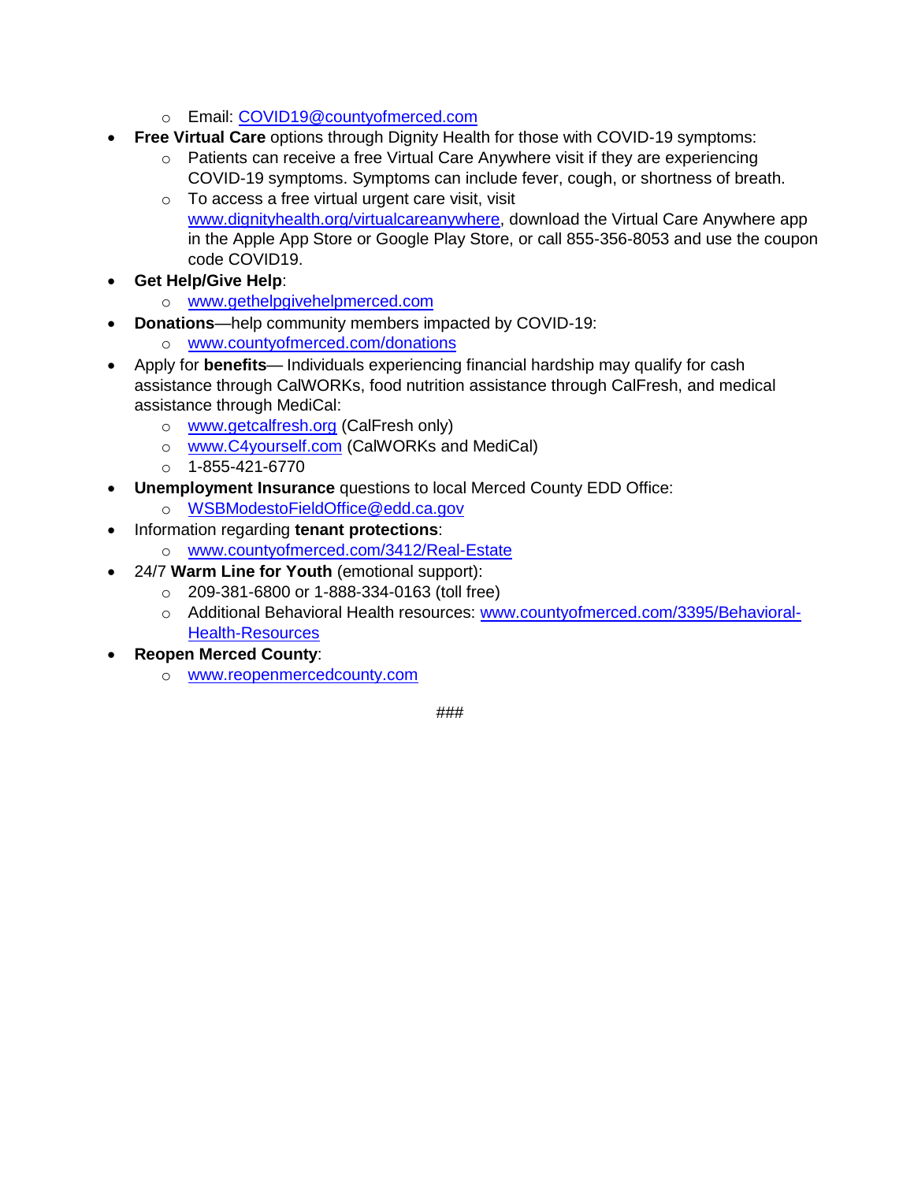- Email: COVID19@countyofmerced.com
- **Free Virtual Care** options through Dignity Health for those with COVID-19 symptoms:
    - Patients can receive a free Virtual Care Anywhere visit if they are experiencing COVID-19 symptoms. Symptoms can include fever, cough, or shortness of breath.
    - To access a free virtual urgent care visit, visit www.dignityhealth.org/virtualcareanywhere, download the Virtual Care Anywhere app in the Apple App Store or Google Play Store, or call 855-356-8053 and use the coupon code COVID19.
- **Get Help/Give Help**:
    - www.gethelpgivehelpmerced.com
- **Donations**—help community members impacted by COVID-19:
    - www.countyofmerced.com/donations
- Apply for **benefits**— Individuals experiencing financial hardship may qualify for cash assistance through CalWORKs, food nutrition assistance through CalFresh, and medical assistance through MediCal:
    - www.getcalfresh.org (CalFresh only)
    - www.C4yourself.com (CalWORKs and MediCal)
    - 1-855-421-6770
- **Unemployment Insurance** questions to local Merced County EDD Office:
    - WSBModestoFieldOffice@edd.ca.gov
- Information regarding **tenant protections**:
    - www.countyofmerced.com/3412/Real-Estate
- 24/7 **Warm Line for Youth** (emotional support):
    - 209-381-6800 or 1-888-334-0163 (toll free)
    - Additional Behavioral Health resources: www.countyofmerced.com/3395/Behavioral-Health-Resources
- **Reopen Merced County**:
    - www.reopenmercedcounty.com

###